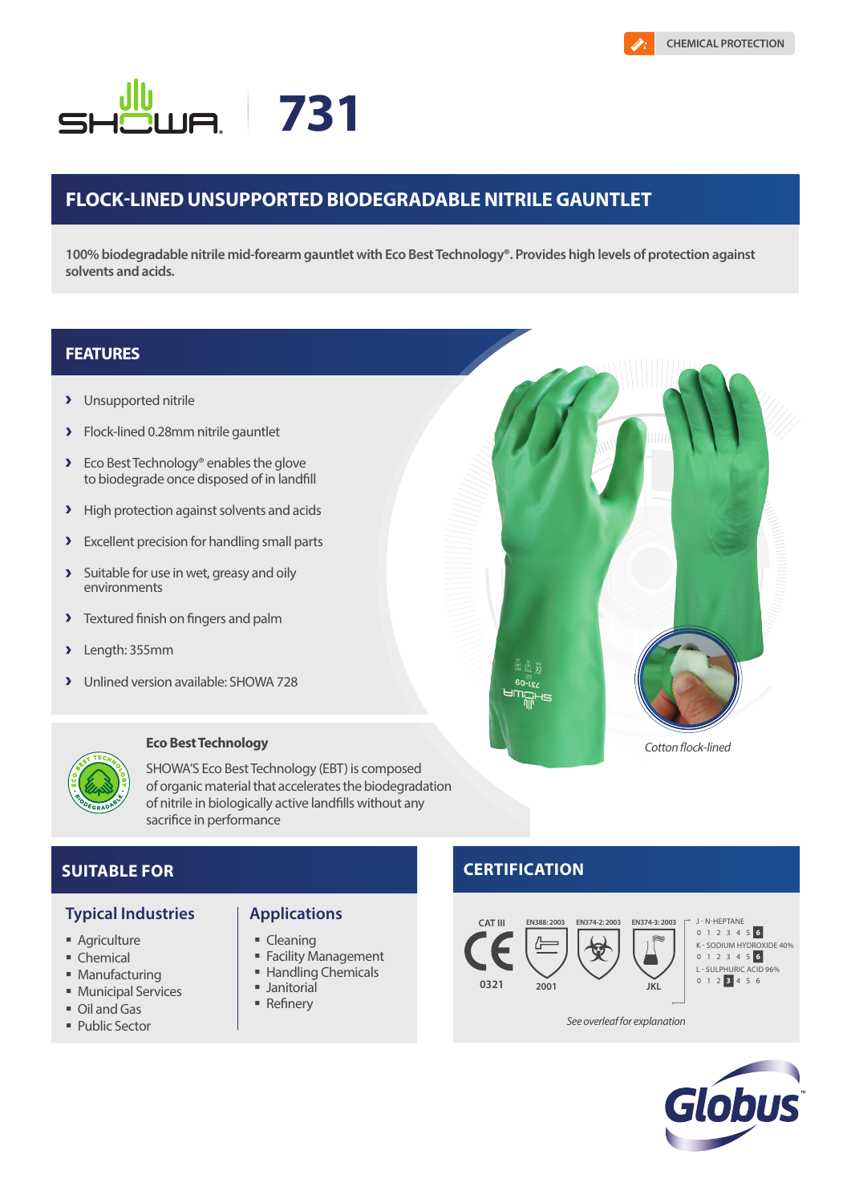CHEMICAL PROTECTION

# SHOWA 731

## FLOCK-LINED UNSUPPORTED BIODEGRADABLE NITRILE GAUNTLET

**100% biodegradable nitrile mid-forearm gauntlet with Eco Best Technology®. Provides high levels of protection against solvents and acids.**

## FEATURES

- Unsupported nitrile
- Flock-lined 0.28mm nitrile gauntlet
- Eco Best Technology® enables the glove to biodegrade once disposed of in landfill
- High protection against solvents and acids
- Excellent precision for handling small parts
- Suitable for use in wet, greasy and oily environments
- Textured finish on fingers and palm
- Length: 355mm
- Unlined version available: SHOWA 728

*Cotton flock-lined*

### Eco Best Technology

SHOWA'S Eco Best Technology (EBT) is composed of organic material that accelerates the biodegradation of nitrile in biologically active landfills without any sacrifice in performance

## SUITABLE FOR

### Typical Industries

- Agriculture
- Chemical
- Manufacturing
- Municipal Services
- Oil and Gas
- Public Sector

### Applications

- Cleaning
- Facility Management
- Handling Chemicals
- Janitorial
- Refinery

## CERTIFICATION

| CAT III | EN388: 2003 | EN374-2: 2003 | EN374-3: 2003 |
|---|---|---|---|
| CE 0321 | 2001 | | JKL |

- J - N-HEPTANE: 0 1 2 3 4 5 **6**
- K - SODIUM HYDROXIDE 40%: 0 1 2 3 4 5 **6**
- L - SULPHURIC ACID 96%: 0 1 2 **3** 4 5 6

*See overleaf for explanation*

Globus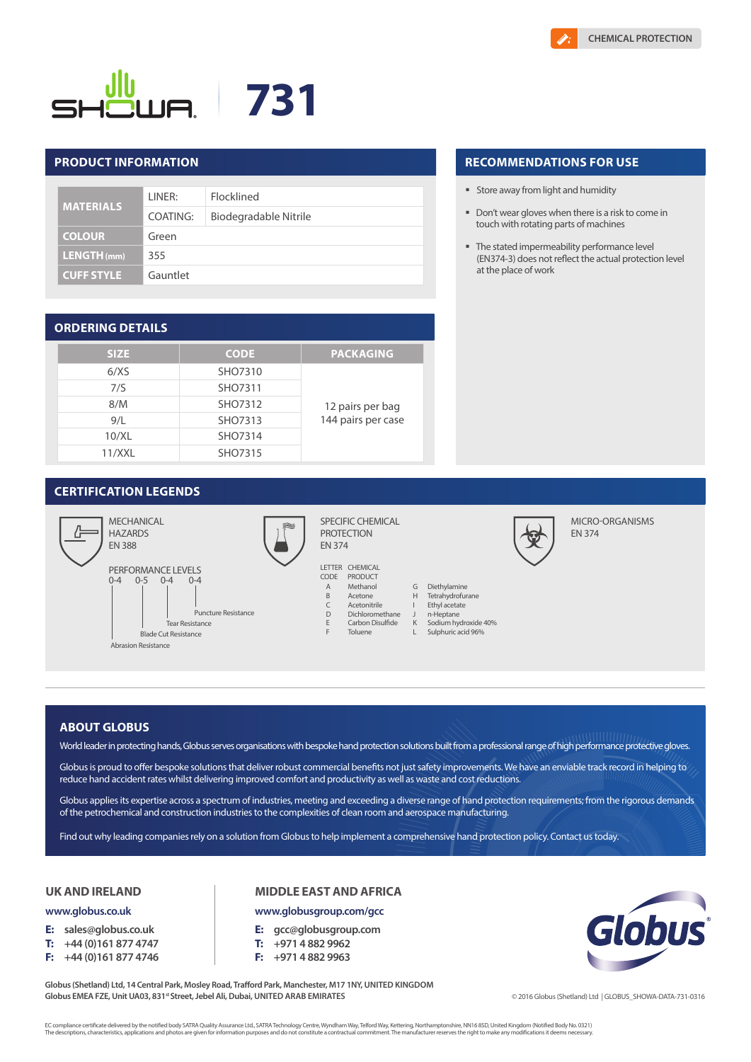CHEMICAL PROTECTION

# SHOWA 731

## PRODUCT INFORMATION

| | | |
|---|---|---|
| **MATERIALS** | LINER: | Flocklined |
| | COATING: | Biodegradable Nitrile |
| **COLOUR** | Green | |
| **LENGTH (mm)** | 355 | |
| **CUFF STYLE** | Gauntlet | |

## RECOMMENDATIONS FOR USE

- Store away from light and humidity
- Don't wear gloves when there is a risk to come in touch with rotating parts of machines
- The stated impermeability performance level (EN374-3) does not reflect the actual protection level at the place of work

## ORDERING DETAILS

| SIZE | CODE | PACKAGING |
|---|---|---|
| 6/XS | SHO7310 | 12 pairs per bag<br>144 pairs per case |
| 7/S | SHO7311 | |
| 8/M | SHO7312 | |
| 9/L | SHO7313 | |
| 10/XL | SHO7314 | |
| 11/XXL | SHO7315 | |

## CERTIFICATION LEGENDS

MECHANICAL HAZARDS
EN 388

PERFORMANCE LEVELS
0-4 0-5 0-4 0-4

Puncture Resistance
Tear Resistance
Blade Cut Resistance
Abrasion Resistance

SPECIFIC CHEMICAL PROTECTION
EN 374

| LETTER CODE | CHEMICAL PRODUCT | | |
|---|---|---|---|
| A | Methanol | G | Diethylamine |
| B | Acetone | H | Tetrahydrofurane |
| C | Acetonitrile | I | Ethyl acetate |
| D | Dichloromethane | J | n-Heptane |
| E | Carbon Disulfide | K | Sodium hydroxide 40% |
| F | Toluene | L | Sulphuric acid 96% |

MICRO-ORGANISMS
EN 374

## ABOUT GLOBUS

World leader in protecting hands, Globus serves organisations with bespoke hand protection solutions built from a professional range of high performance protective gloves.

Globus is proud to offer bespoke solutions that deliver robust commercial benefits not just safety improvements. We have an enviable track record in helping to reduce hand accident rates whilst delivering improved comfort and productivity as well as waste and cost reductions.

Globus applies its expertise across a spectrum of industries, meeting and exceeding a diverse range of hand protection requirements; from the rigorous demands of the petrochemical and construction industries to the complexities of clean room and aerospace manufacturing.

Find out why leading companies rely on a solution from Globus to help implement a comprehensive hand protection policy. Contact us today.

### UK AND IRELAND

www.globus.co.uk

**E:** sales@globus.co.uk
**T:** +44 (0)161 877 4747
**F:** +44 (0)161 877 4746

### MIDDLE EAST AND AFRICA

www.globusgroup.com/gcc

**E:** gcc@globusgroup.com
**T:** +971 4 882 9962
**F:** +971 4 882 9963

Globus

Globus (Shetland) Ltd, 14 Central Park, Mosley Road, Trafford Park, Manchester, M17 1NY, UNITED KINGDOM
Globus EMEA FZE, Unit UA03, 831st Street, Jebel Ali, Dubai, UNITED ARAB EMIRATES

© 2016 Globus (Shetland) Ltd | GLOBUS_SHOWA-DATA-731-0316

EC compliance certificate delivered by the notified body SATRA Quality Assurance Ltd., SATRA Technology Centre, Wyndham Way, Telford Way, Kettering, Northamptonshire, NN16 8SD, United Kingdom (Notified Body No. 0321)
The descriptions, characteristics, applications and photos are given for information purposes and do not constitute a contractual commitment. The manufacturer reserves the right to make any modifications it deems necessary.